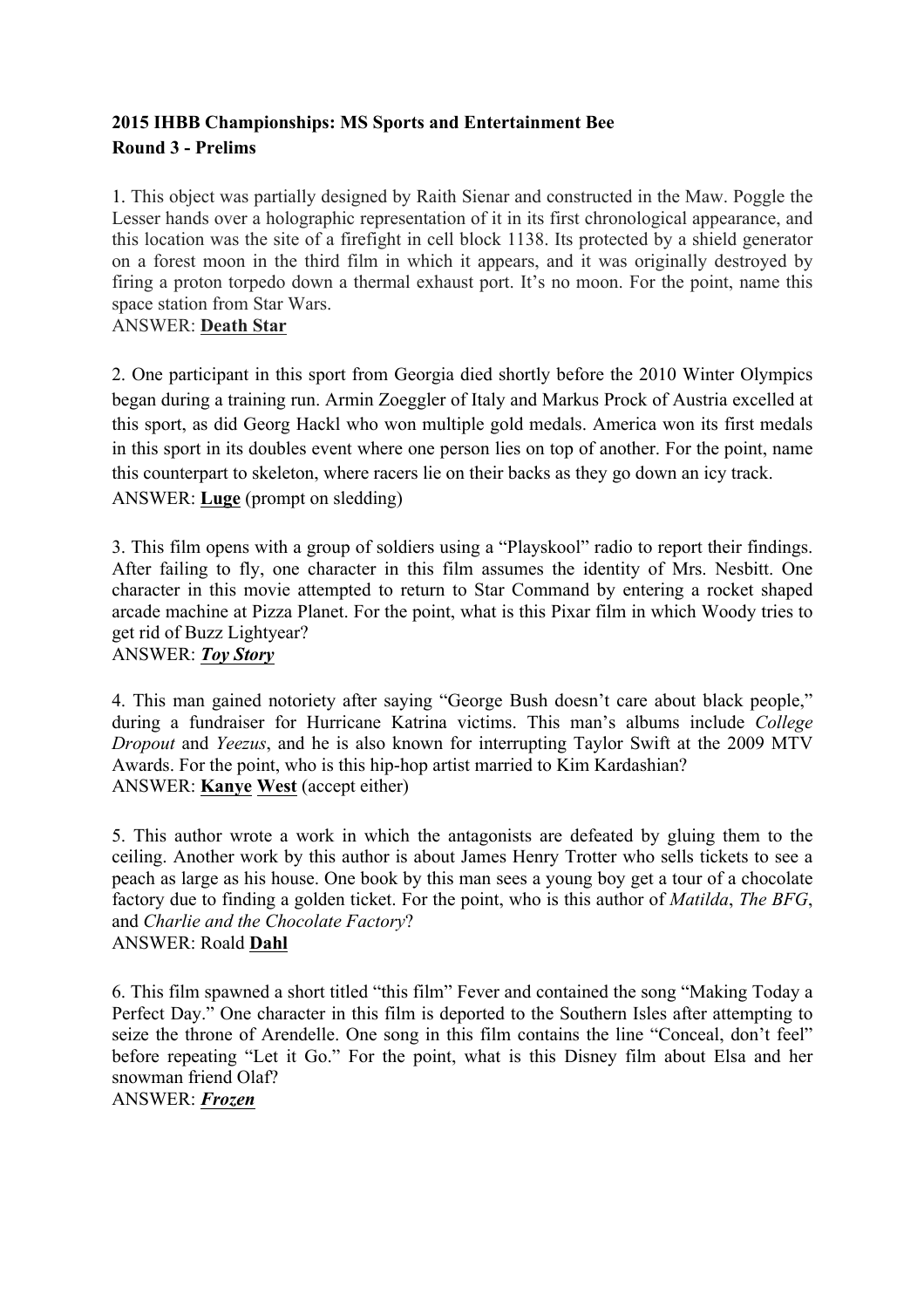**2015 IHBB Championships: MS Sports and Entertainment Bee**
**Round 3 - Prelims**

1. This object was partially designed by Raith Sienar and constructed in the Maw. Poggle the Lesser hands over a holographic representation of it in its first chronological appearance, and this location was the site of a firefight in cell block 1138. Its protected by a shield generator on a forest moon in the third film in which it appears, and it was originally destroyed by firing a proton torpedo down a thermal exhaust port. It's no moon. For the point, name this space station from Star Wars.
ANSWER: **Death Star**

2. One participant in this sport from Georgia died shortly before the 2010 Winter Olympics began during a training run. Armin Zoeggler of Italy and Markus Prock of Austria excelled at this sport, as did Georg Hackl who won multiple gold medals. America won its first medals in this sport in its doubles event where one person lies on top of another. For the point, name this counterpart to skeleton, where racers lie on their backs as they go down an icy track.
ANSWER: **Luge** (prompt on sledding)

3. This film opens with a group of soldiers using a "Playskool" radio to report their findings. After failing to fly, one character in this film assumes the identity of Mrs. Nesbitt. One character in this movie attempted to return to Star Command by entering a rocket shaped arcade machine at Pizza Planet. For the point, what is this Pixar film in which Woody tries to get rid of Buzz Lightyear?
ANSWER: ***Toy Story***

4. This man gained notoriety after saying "George Bush doesn't care about black people," during a fundraiser for Hurricane Katrina victims. This man's albums include *College Dropout* and *Yeezus*, and he is also known for interrupting Taylor Swift at the 2009 MTV Awards. For the point, who is this hip-hop artist married to Kim Kardashian?
ANSWER: **Kanye** **West** (accept either)

5. This author wrote a work in which the antagonists are defeated by gluing them to the ceiling. Another work by this author is about James Henry Trotter who sells tickets to see a peach as large as his house. One book by this man sees a young boy get a tour of a chocolate factory due to finding a golden ticket. For the point, who is this author of *Matilda*, *The BFG*, and *Charlie and the Chocolate Factory*?
ANSWER: Roald **Dahl**

6. This film spawned a short titled "this film" Fever and contained the song "Making Today a Perfect Day." One character in this film is deported to the Southern Isles after attempting to seize the throne of Arendelle. One song in this film contains the line "Conceal, don't feel" before repeating "Let it Go." For the point, what is this Disney film about Elsa and her snowman friend Olaf?
ANSWER: ***Frozen***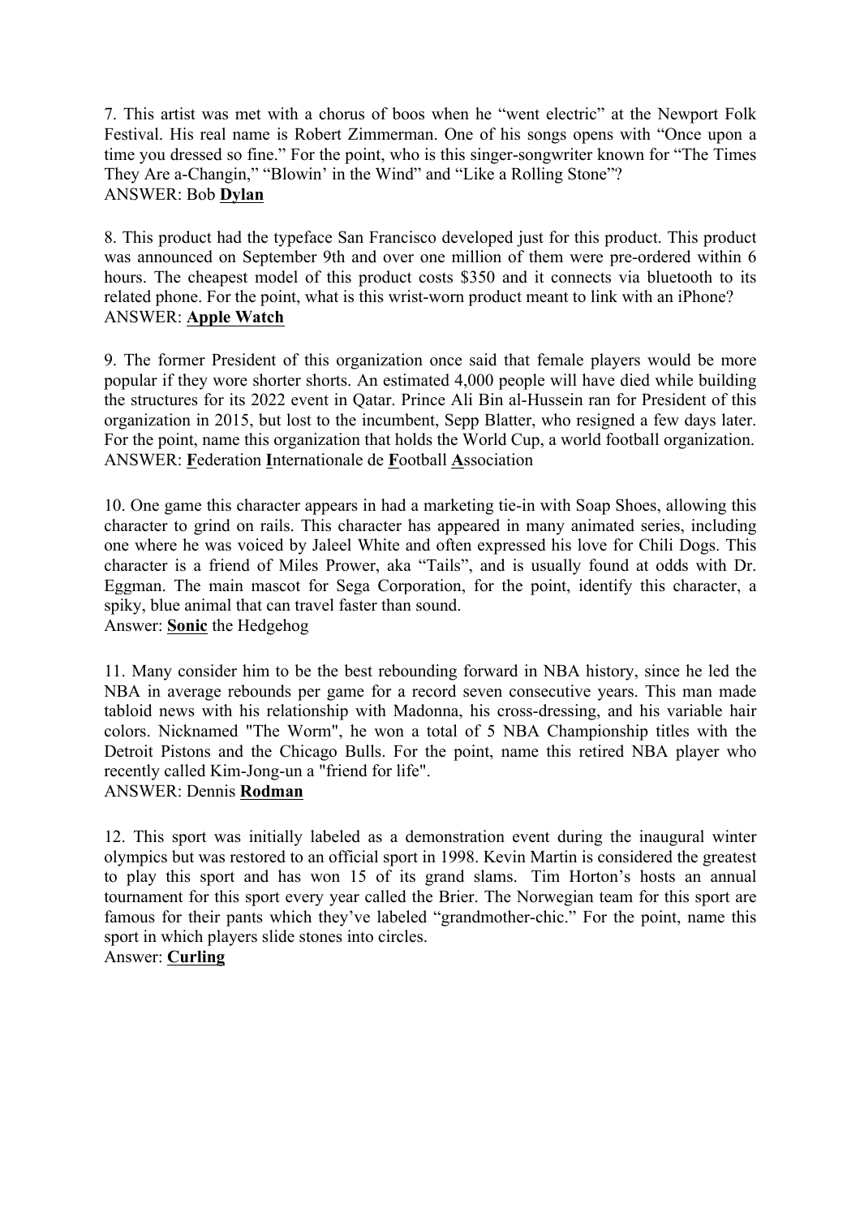7. This artist was met with a chorus of boos when he "went electric" at the Newport Folk Festival. His real name is Robert Zimmerman. One of his songs opens with "Once upon a time you dressed so fine." For the point, who is this singer-songwriter known for "The Times They Are a-Changin," "Blowin' in the Wind" and "Like a Rolling Stone"?
ANSWER: Bob **Dylan**

8. This product had the typeface San Francisco developed just for this product. This product was announced on September 9th and over one million of them were pre-ordered within 6 hours. The cheapest model of this product costs $350 and it connects via bluetooth to its related phone. For the point, what is this wrist-worn product meant to link with an iPhone?
ANSWER: **Apple Watch**

9. The former President of this organization once said that female players would be more popular if they wore shorter shorts. An estimated 4,000 people will have died while building the structures for its 2022 event in Qatar. Prince Ali Bin al-Hussein ran for President of this organization in 2015, but lost to the incumbent, Sepp Blatter, who resigned a few days later. For the point, name this organization that holds the World Cup, a world football organization.
ANSWER: **F**ederation **I**nternationale de **F**ootball **A**ssociation

10. One game this character appears in had a marketing tie-in with Soap Shoes, allowing this character to grind on rails. This character has appeared in many animated series, including one where he was voiced by Jaleel White and often expressed his love for Chili Dogs. This character is a friend of Miles Prower, aka "Tails", and is usually found at odds with Dr. Eggman. The main mascot for Sega Corporation, for the point, identify this character, a spiky, blue animal that can travel faster than sound.
Answer: **Sonic** the Hedgehog

11. Many consider him to be the best rebounding forward in NBA history, since he led the NBA in average rebounds per game for a record seven consecutive years. This man made tabloid news with his relationship with Madonna, his cross-dressing, and his variable hair colors. Nicknamed "The Worm", he won a total of 5 NBA Championship titles with the Detroit Pistons and the Chicago Bulls. For the point, name this retired NBA player who recently called Kim-Jong-un a "friend for life".
ANSWER: Dennis **Rodman**

12. This sport was initially labeled as a demonstration event during the inaugural winter olympics but was restored to an official sport in 1998. Kevin Martin is considered the greatest to play this sport and has won 15 of its grand slams. Tim Horton's hosts an annual tournament for this sport every year called the Brier. The Norwegian team for this sport are famous for their pants which they've labeled "grandmother-chic." For the point, name this sport in which players slide stones into circles.
Answer: **Curling**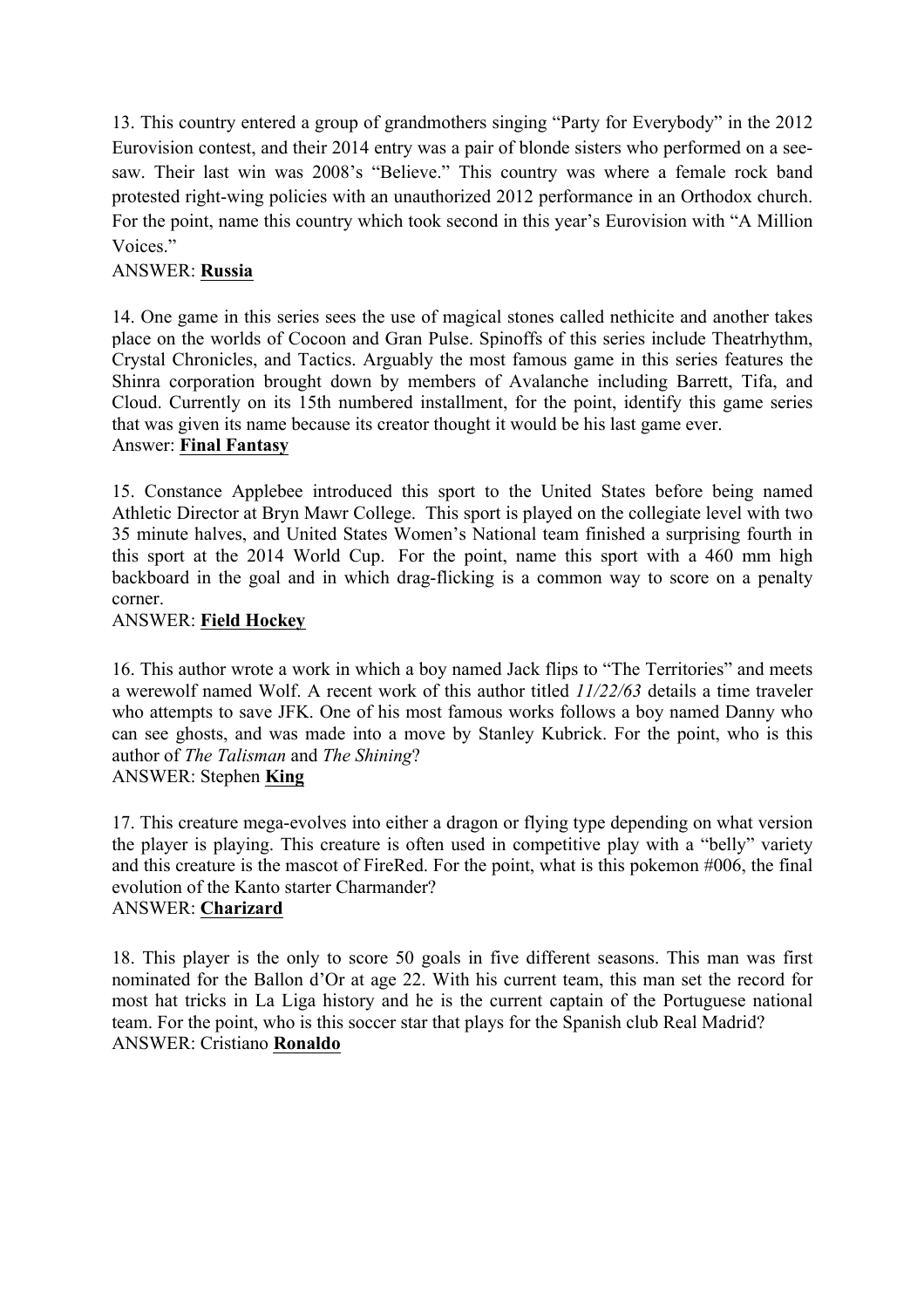13. This country entered a group of grandmothers singing "Party for Everybody" in the 2012 Eurovision contest, and their 2014 entry was a pair of blonde sisters who performed on a see-saw. Their last win was 2008's "Believe." This country was where a female rock band protested right-wing policies with an unauthorized 2012 performance in an Orthodox church. For the point, name this country which took second in this year's Eurovision with "A Million Voices."

ANSWER: **Russia**

14. One game in this series sees the use of magical stones called nethicite and another takes place on the worlds of Cocoon and Gran Pulse. Spinoffs of this series include Theatrhythm, Crystal Chronicles, and Tactics. Arguably the most famous game in this series features the Shinra corporation brought down by members of Avalanche including Barrett, Tifa, and Cloud. Currently on its 15th numbered installment, for the point, identify this game series that was given its name because its creator thought it would be his last game ever.

Answer: **Final Fantasy**

15. Constance Applebee introduced this sport to the United States before being named Athletic Director at Bryn Mawr College. This sport is played on the collegiate level with two 35 minute halves, and United States Women's National team finished a surprising fourth in this sport at the 2014 World Cup. For the point, name this sport with a 460 mm high backboard in the goal and in which drag-flicking is a common way to score on a penalty corner.

ANSWER: **Field Hockey**

16. This author wrote a work in which a boy named Jack flips to "The Territories" and meets a werewolf named Wolf. A recent work of this author titled *11/22/63* details a time traveler who attempts to save JFK. One of his most famous works follows a boy named Danny who can see ghosts, and was made into a move by Stanley Kubrick. For the point, who is this author of *The Talisman* and *The Shining*?

ANSWER: Stephen **King**

17. This creature mega-evolves into either a dragon or flying type depending on what version the player is playing. This creature is often used in competitive play with a "belly" variety and this creature is the mascot of FireRed. For the point, what is this pokemon #006, the final evolution of the Kanto starter Charmander?

ANSWER: **Charizard**

18. This player is the only to score 50 goals in five different seasons. This man was first nominated for the Ballon d'Or at age 22. With his current team, this man set the record for most hat tricks in La Liga history and he is the current captain of the Portuguese national team. For the point, who is this soccer star that plays for the Spanish club Real Madrid?

ANSWER: Cristiano **Ronaldo**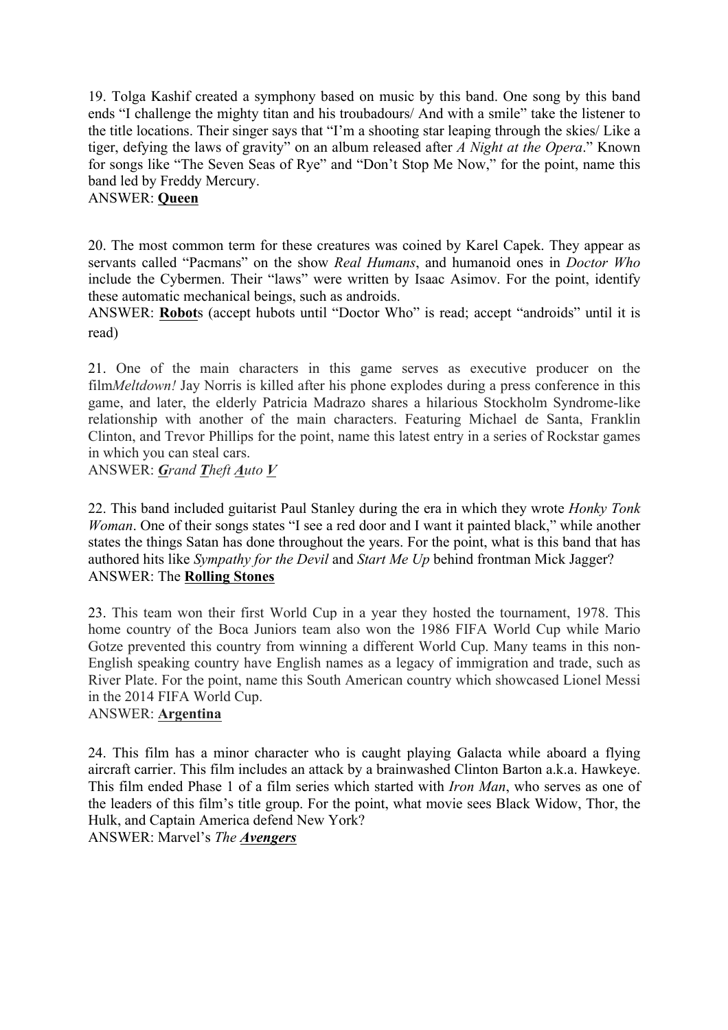19. Tolga Kashif created a symphony based on music by this band. One song by this band ends "I challenge the mighty titan and his troubadours/ And with a smile" take the listener to the title locations. Their singer says that "I'm a shooting star leaping through the skies/ Like a tiger, defying the laws of gravity" on an album released after *A Night at the Opera*." Known for songs like "The Seven Seas of Rye" and "Don't Stop Me Now," for the point, name this band led by Freddy Mercury.
ANSWER: **Queen**

20. The most common term for these creatures was coined by Karel Capek. They appear as servants called "Pacmans" on the show *Real Humans*, and humanoid ones in *Doctor Who* include the Cybermen. Their "laws" were written by Isaac Asimov. For the point, identify these automatic mechanical beings, such as androids.
ANSWER: **Robot**s (accept hubots until "Doctor Who" is read; accept "androids" until it is read)

21. One of the main characters in this game serves as executive producer on the film*Meltdown!* Jay Norris is killed after his phone explodes during a press conference in this game, and later, the elderly Patricia Madrazo shares a hilarious Stockholm Syndrome-like relationship with another of the main characters. Featuring Michael de Santa, Franklin Clinton, and Trevor Phillips for the point, name this latest entry in a series of Rockstar games in which you can steal cars.
ANSWER: ***G**rand **T**heft **A**uto **V***

22. This band included guitarist Paul Stanley during the era in which they wrote *Honky Tonk Woman*. One of their songs states "I see a red door and I want it painted black," while another states the things Satan has done throughout the years. For the point, what is this band that has authored hits like *Sympathy for the Devil* and *Start Me Up* behind frontman Mick Jagger?
ANSWER: The **Rolling Stones**

23. This team won their first World Cup in a year they hosted the tournament, 1978. This home country of the Boca Juniors team also won the 1986 FIFA World Cup while Mario Gotze prevented this country from winning a different World Cup. Many teams in this non-English speaking country have English names as a legacy of immigration and trade, such as River Plate. For the point, name this South American country which showcased Lionel Messi in the 2014 FIFA World Cup.
ANSWER: **Argentina**

24. This film has a minor character who is caught playing Galacta while aboard a flying aircraft carrier. This film includes an attack by a brainwashed Clinton Barton a.k.a. Hawkeye. This film ended Phase 1 of a film series which started with *Iron Man*, who serves as one of the leaders of this film's title group. For the point, what movie sees Black Widow, Thor, the Hulk, and Captain America defend New York?
ANSWER: Marvel's *The **Avengers***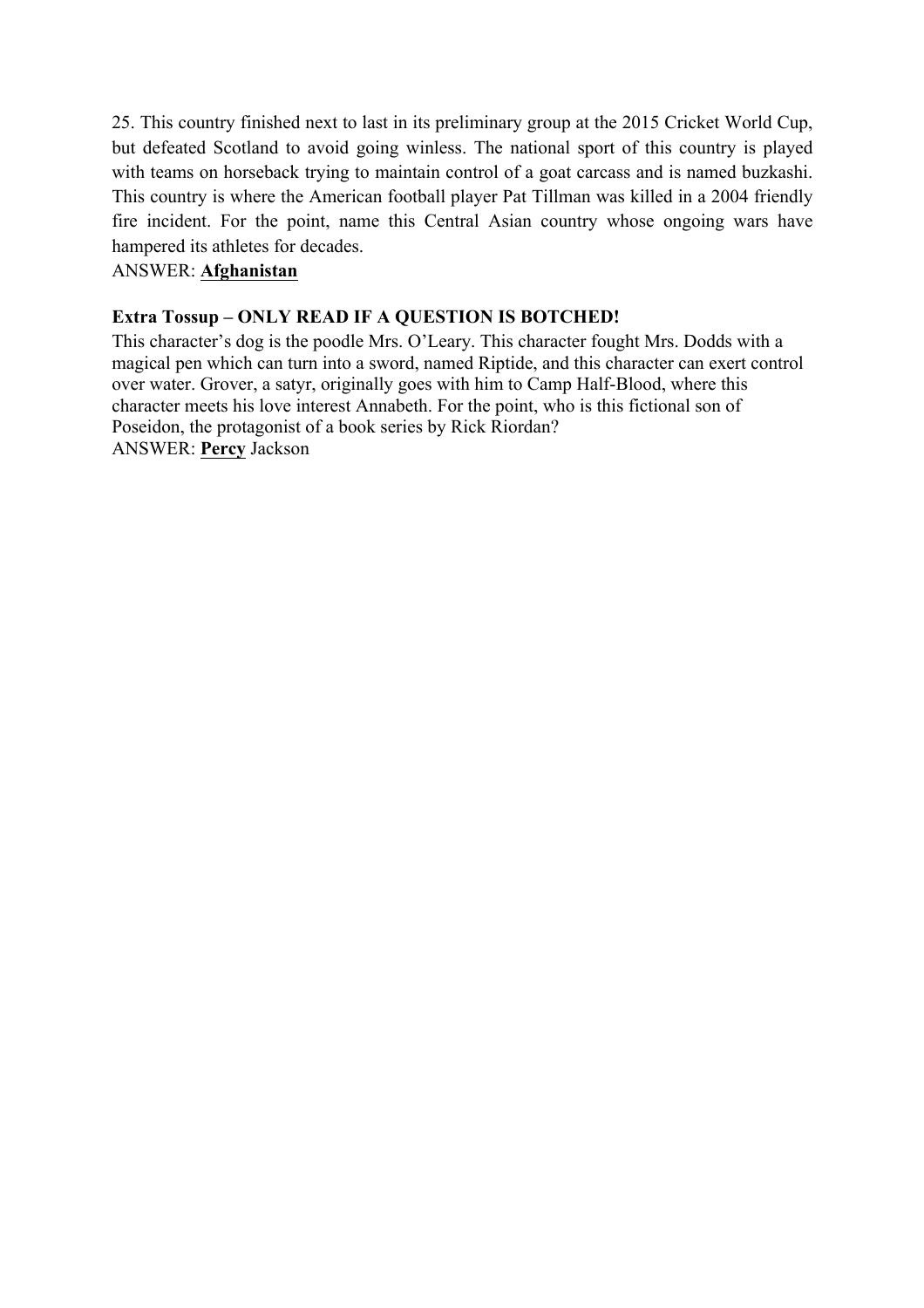25. This country finished next to last in its preliminary group at the 2015 Cricket World Cup, but defeated Scotland to avoid going winless. The national sport of this country is played with teams on horseback trying to maintain control of a goat carcass and is named buzkashi. This country is where the American football player Pat Tillman was killed in a 2004 friendly fire incident. For the point, name this Central Asian country whose ongoing wars have hampered its athletes for decades.

ANSWER: **Afghanistan**

**Extra Tossup – ONLY READ IF A QUESTION IS BOTCHED!**

This character's dog is the poodle Mrs. O'Leary. This character fought Mrs. Dodds with a magical pen which can turn into a sword, named Riptide, and this character can exert control over water. Grover, a satyr, originally goes with him to Camp Half-Blood, where this character meets his love interest Annabeth. For the point, who is this fictional son of Poseidon, the protagonist of a book series by Rick Riordan?

ANSWER: **Percy** Jackson